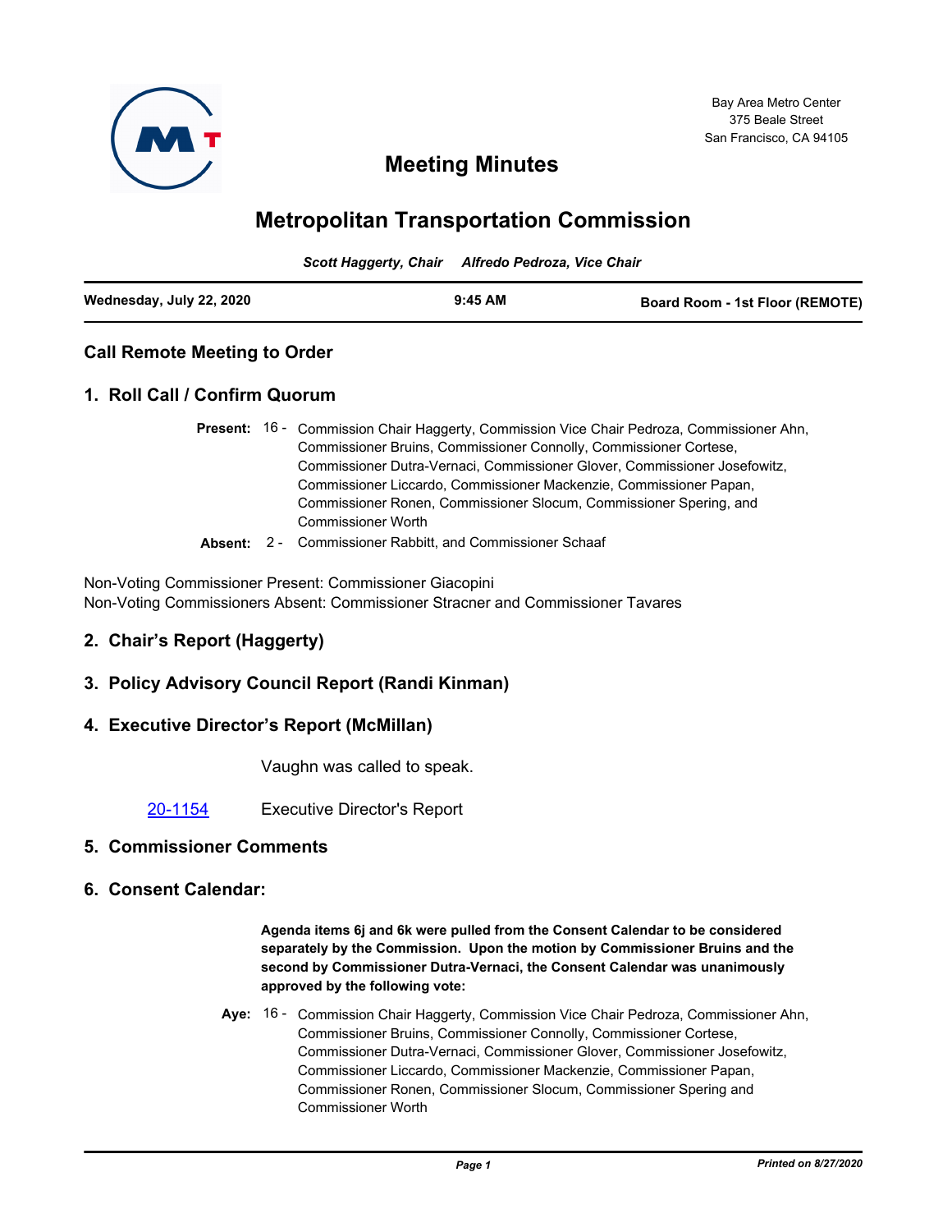Bay Area Metro Center
375 Beale Street
San Francisco, CA 94105

# Meeting Minutes

# Metropolitan Transportation Commission

*Scott Haggerty, Chair     Alfredo Pedroza, Vice Chair*

**Wednesday, July 22, 2020**     **9:45 AM**     **Board Room - 1st Floor (REMOTE)**

## Call Remote Meeting to Order

## 1. Roll Call / Confirm Quorum

**Present:** 16 - Commission Chair Haggerty, Commission Vice Chair Pedroza, Commissioner Ahn, Commissioner Bruins, Commissioner Connolly, Commissioner Cortese, Commissioner Dutra-Vernaci, Commissioner Glover, Commissioner Josefowitz, Commissioner Liccardo, Commissioner Mackenzie, Commissioner Papan, Commissioner Ronen, Commissioner Slocum, Commissioner Spering, and Commissioner Worth

**Absent:** 2 - Commissioner Rabbitt, and Commissioner Schaaf

Non-Voting Commissioner Present: Commissioner Giacopini
Non-Voting Commissioners Absent: Commissioner Stracner and Commissioner Tavares

## 2. Chair's Report (Haggerty)

## 3. Policy Advisory Council Report (Randi Kinman)

## 4. Executive Director's Report (McMillan)

Vaughn was called to speak.

20-1154     Executive Director's Report

## 5. Commissioner Comments

## 6. Consent Calendar:

**Agenda items 6j and 6k were pulled from the Consent Calendar to be considered separately by the Commission. Upon the motion by Commissioner Bruins and the second by Commissioner Dutra-Vernaci, the Consent Calendar was unanimously approved by the following vote:**

**Aye:** 16 - Commission Chair Haggerty, Commission Vice Chair Pedroza, Commissioner Ahn, Commissioner Bruins, Commissioner Connolly, Commissioner Cortese, Commissioner Dutra-Vernaci, Commissioner Glover, Commissioner Josefowitz, Commissioner Liccardo, Commissioner Mackenzie, Commissioner Papan, Commissioner Ronen, Commissioner Slocum, Commissioner Spering and Commissioner Worth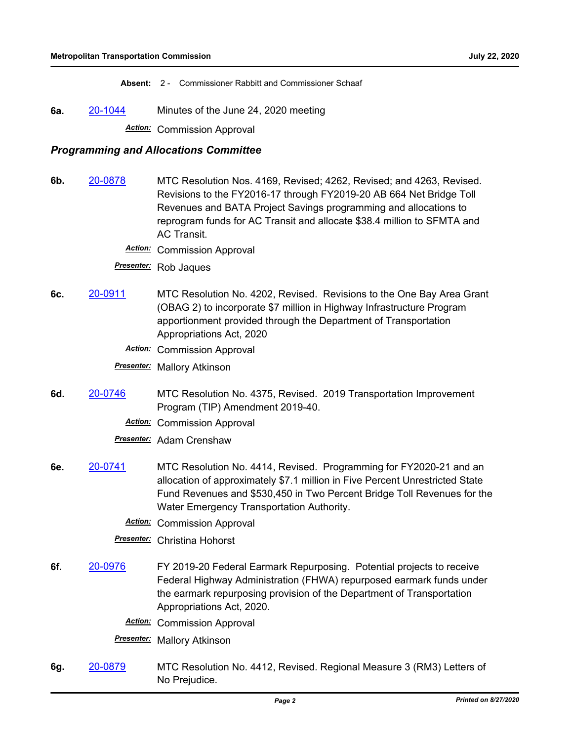**Absent:** 2 - Commissioner Rabbitt and Commissioner Schaaf

**6a.** 20-1044 Minutes of the June 24, 2020 meeting

***Action:*** Commission Approval

### *Programming and Allocations Committee*

**6b.** 20-0878 MTC Resolution Nos. 4169, Revised; 4262, Revised; and 4263, Revised. Revisions to the FY2016-17 through FY2019-20 AB 664 Net Bridge Toll Revenues and BATA Project Savings programming and allocations to reprogram funds for AC Transit and allocate $38.4 million to SFMTA and AC Transit.

***Action:*** Commission Approval

***Presenter:*** Rob Jaques

**6c.** 20-0911 MTC Resolution No. 4202, Revised. Revisions to the One Bay Area Grant (OBAG 2) to incorporate $7 million in Highway Infrastructure Program apportionment provided through the Department of Transportation Appropriations Act, 2020

***Action:*** Commission Approval

***Presenter:*** Mallory Atkinson

**6d.** 20-0746 MTC Resolution No. 4375, Revised. 2019 Transportation Improvement Program (TIP) Amendment 2019-40.

***Action:*** Commission Approval

***Presenter:*** Adam Crenshaw

**6e.** 20-0741 MTC Resolution No. 4414, Revised. Programming for FY2020-21 and an allocation of approximately $7.1 million in Five Percent Unrestricted State Fund Revenues and $530,450 in Two Percent Bridge Toll Revenues for the Water Emergency Transportation Authority.

***Action:*** Commission Approval

***Presenter:*** Christina Hohorst

**6f.** 20-0976 FY 2019-20 Federal Earmark Repurposing. Potential projects to receive Federal Highway Administration (FHWA) repurposed earmark funds under the earmark repurposing provision of the Department of Transportation Appropriations Act, 2020.

***Action:*** Commission Approval

***Presenter:*** Mallory Atkinson

**6g.** 20-0879 MTC Resolution No. 4412, Revised. Regional Measure 3 (RM3) Letters of No Prejudice.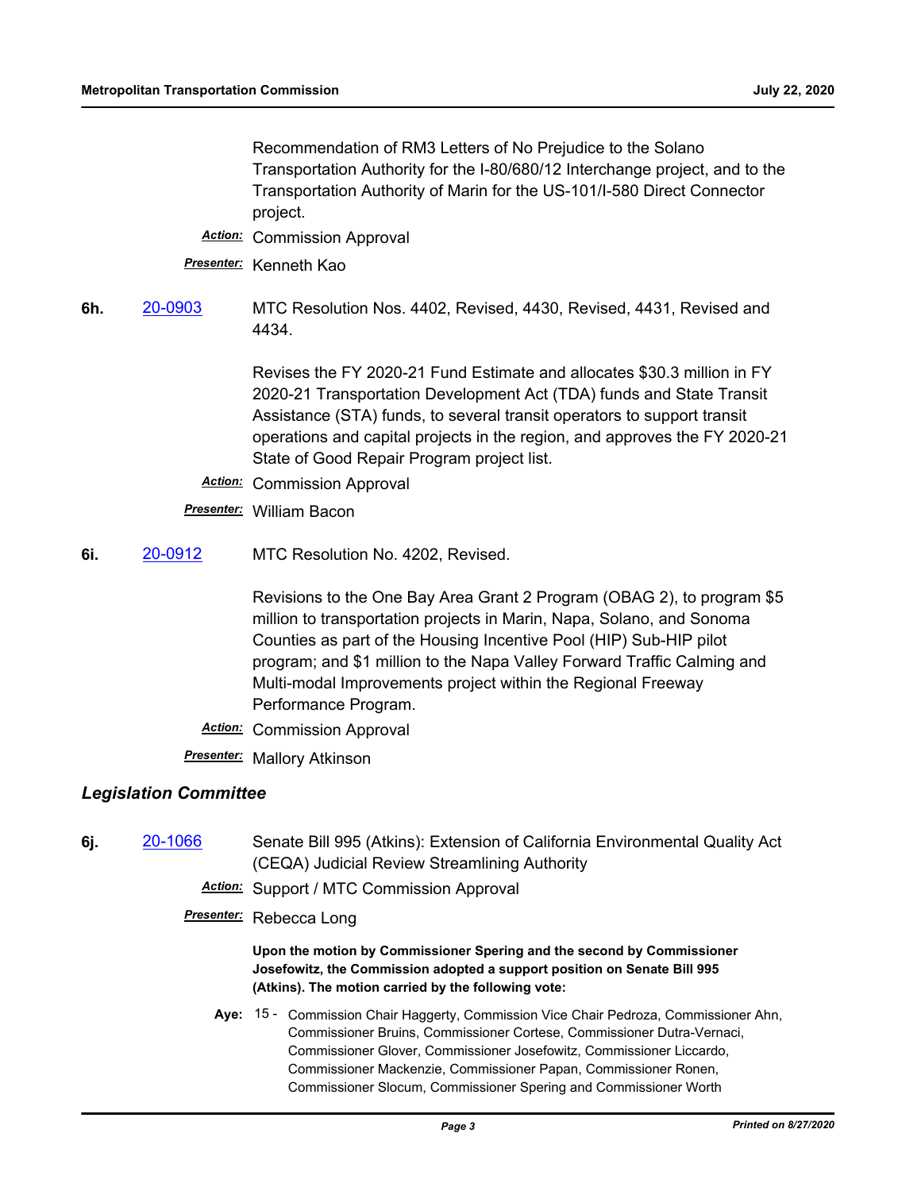Recommendation of RM3 Letters of No Prejudice to the Solano Transportation Authority for the I-80/680/12 Interchange project, and to the Transportation Authority of Marin for the US-101/I-580 Direct Connector project.

***Action:*** Commission Approval

***Presenter:*** Kenneth Kao

**6h.** [20-0903](20-0903) MTC Resolution Nos. 4402, Revised, 4430, Revised, 4431, Revised and 4434.

Revises the FY 2020-21 Fund Estimate and allocates $30.3 million in FY 2020-21 Transportation Development Act (TDA) funds and State Transit Assistance (STA) funds, to several transit operators to support transit operations and capital projects in the region, and approves the FY 2020-21 State of Good Repair Program project list.

***Action:*** Commission Approval

***Presenter:*** William Bacon

**6i.** [20-0912](20-0912) MTC Resolution No. 4202, Revised.

Revisions to the One Bay Area Grant 2 Program (OBAG 2), to program $5 million to transportation projects in Marin, Napa, Solano, and Sonoma Counties as part of the Housing Incentive Pool (HIP) Sub-HIP pilot program; and $1 million to the Napa Valley Forward Traffic Calming and Multi-modal Improvements project within the Regional Freeway Performance Program.

***Action:*** Commission Approval

***Presenter:*** Mallory Atkinson

## *Legislation Committee*

**6j.** [20-1066](20-1066) Senate Bill 995 (Atkins): Extension of California Environmental Quality Act (CEQA) Judicial Review Streamlining Authority

***Action:*** Support / MTC Commission Approval

***Presenter:*** Rebecca Long

**Upon the motion by Commissioner Spering and the second by Commissioner Josefowitz, the Commission adopted a support position on Senate Bill 995 (Atkins). The motion carried by the following vote:**

**Aye:** 15 - Commission Chair Haggerty, Commission Vice Chair Pedroza, Commissioner Ahn, Commissioner Bruins, Commissioner Cortese, Commissioner Dutra-Vernaci, Commissioner Glover, Commissioner Josefowitz, Commissioner Liccardo, Commissioner Mackenzie, Commissioner Papan, Commissioner Ronen, Commissioner Slocum, Commissioner Spering and Commissioner Worth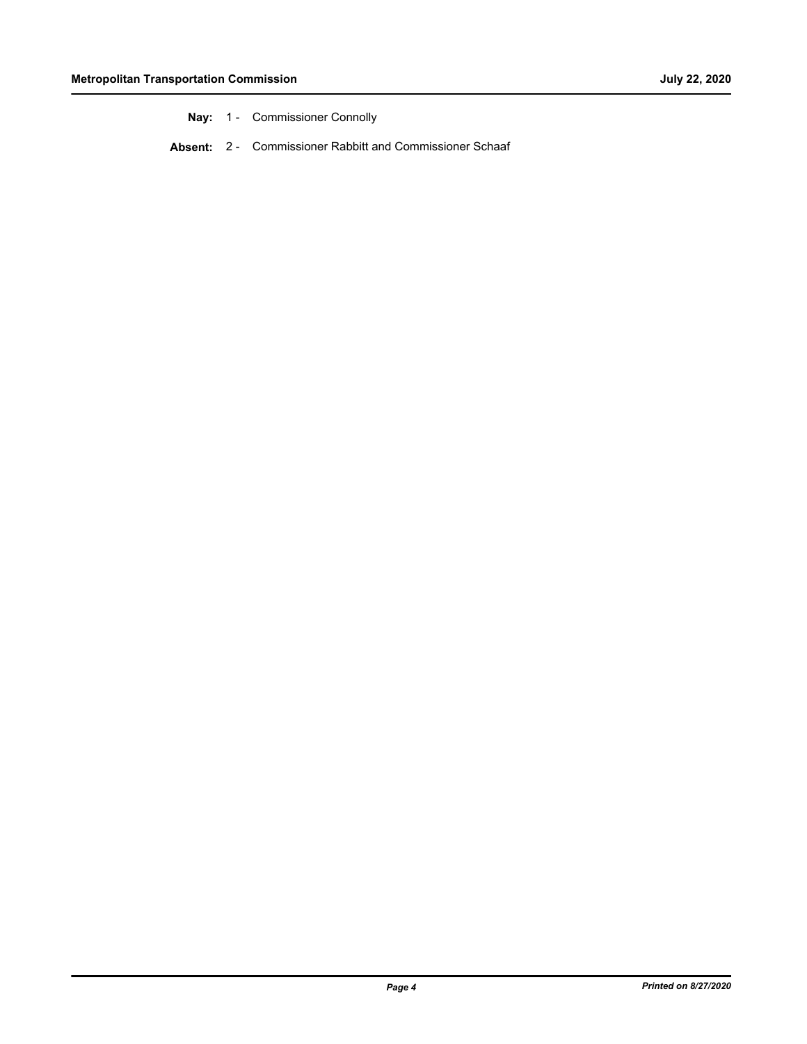**Nay:** 1 - Commissioner Connolly

**Absent:** 2 - Commissioner Rabbitt and Commissioner Schaaf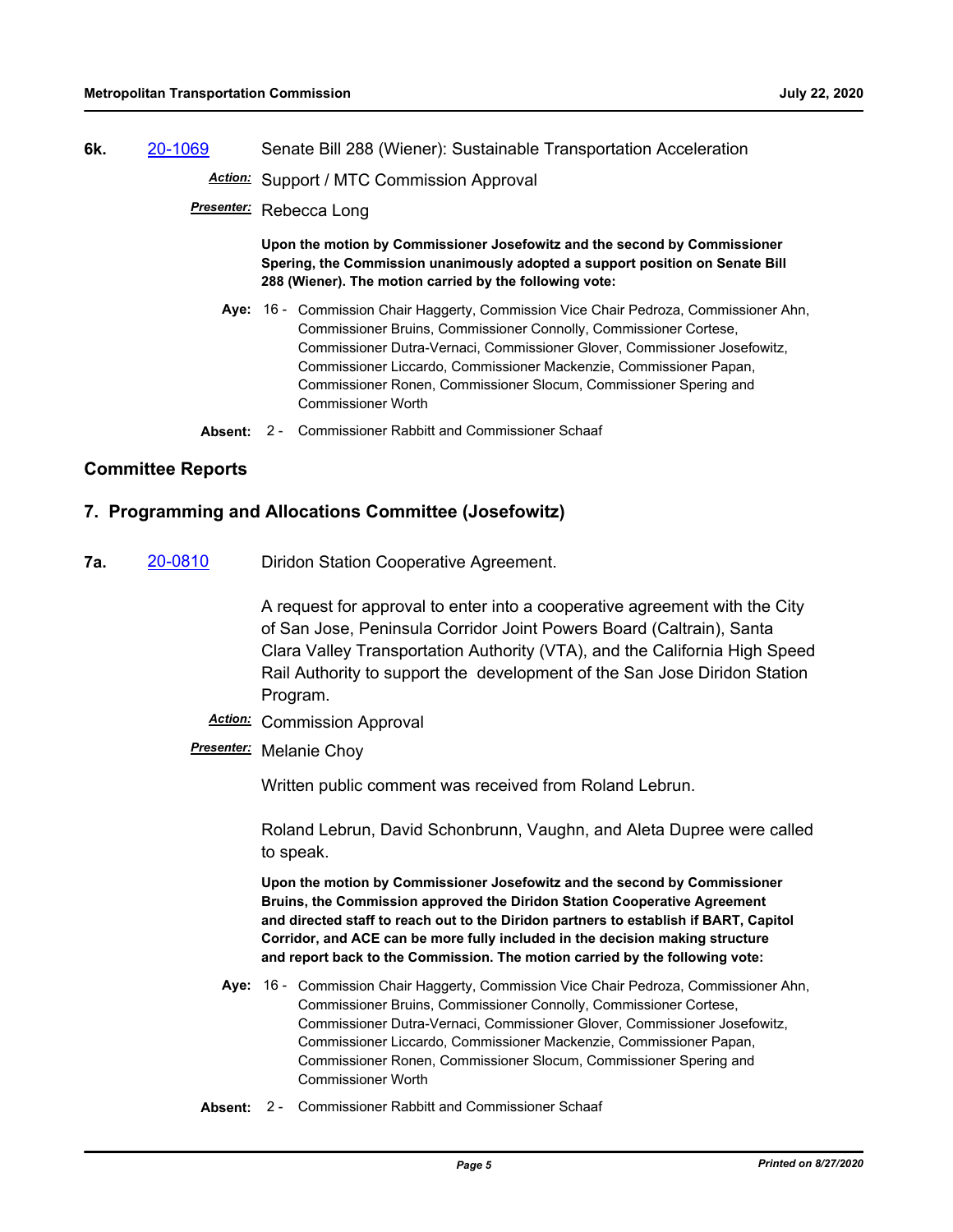**6k.** 20-1069 Senate Bill 288 (Wiener): Sustainable Transportation Acceleration

*Action:* Support / MTC Commission Approval

*Presenter:* Rebecca Long

**Upon the motion by Commissioner Josefowitz and the second by Commissioner Spering, the Commission unanimously adopted a support position on Senate Bill 288 (Wiener). The motion carried by the following vote:**

**Aye:** 16 - Commission Chair Haggerty, Commission Vice Chair Pedroza, Commissioner Ahn, Commissioner Bruins, Commissioner Connolly, Commissioner Cortese, Commissioner Dutra-Vernaci, Commissioner Glover, Commissioner Josefowitz, Commissioner Liccardo, Commissioner Mackenzie, Commissioner Papan, Commissioner Ronen, Commissioner Slocum, Commissioner Spering and Commissioner Worth

**Absent:** 2 - Commissioner Rabbitt and Commissioner Schaaf

## Committee Reports

## 7. Programming and Allocations Committee (Josefowitz)

**7a.** 20-0810 Diridon Station Cooperative Agreement.

A request for approval to enter into a cooperative agreement with the City of San Jose, Peninsula Corridor Joint Powers Board (Caltrain), Santa Clara Valley Transportation Authority (VTA), and the California High Speed Rail Authority to support the development of the San Jose Diridon Station Program.

*Action:* Commission Approval

*Presenter:* Melanie Choy

Written public comment was received from Roland Lebrun.

Roland Lebrun, David Schonbrunn, Vaughn, and Aleta Dupree were called to speak.

**Upon the motion by Commissioner Josefowitz and the second by Commissioner Bruins, the Commission approved the Diridon Station Cooperative Agreement and directed staff to reach out to the Diridon partners to establish if BART, Capitol Corridor, and ACE can be more fully included in the decision making structure and report back to the Commission. The motion carried by the following vote:**

**Aye:** 16 - Commission Chair Haggerty, Commission Vice Chair Pedroza, Commissioner Ahn, Commissioner Bruins, Commissioner Connolly, Commissioner Cortese, Commissioner Dutra-Vernaci, Commissioner Glover, Commissioner Josefowitz, Commissioner Liccardo, Commissioner Mackenzie, Commissioner Papan, Commissioner Ronen, Commissioner Slocum, Commissioner Spering and Commissioner Worth

**Absent:** 2 - Commissioner Rabbitt and Commissioner Schaaf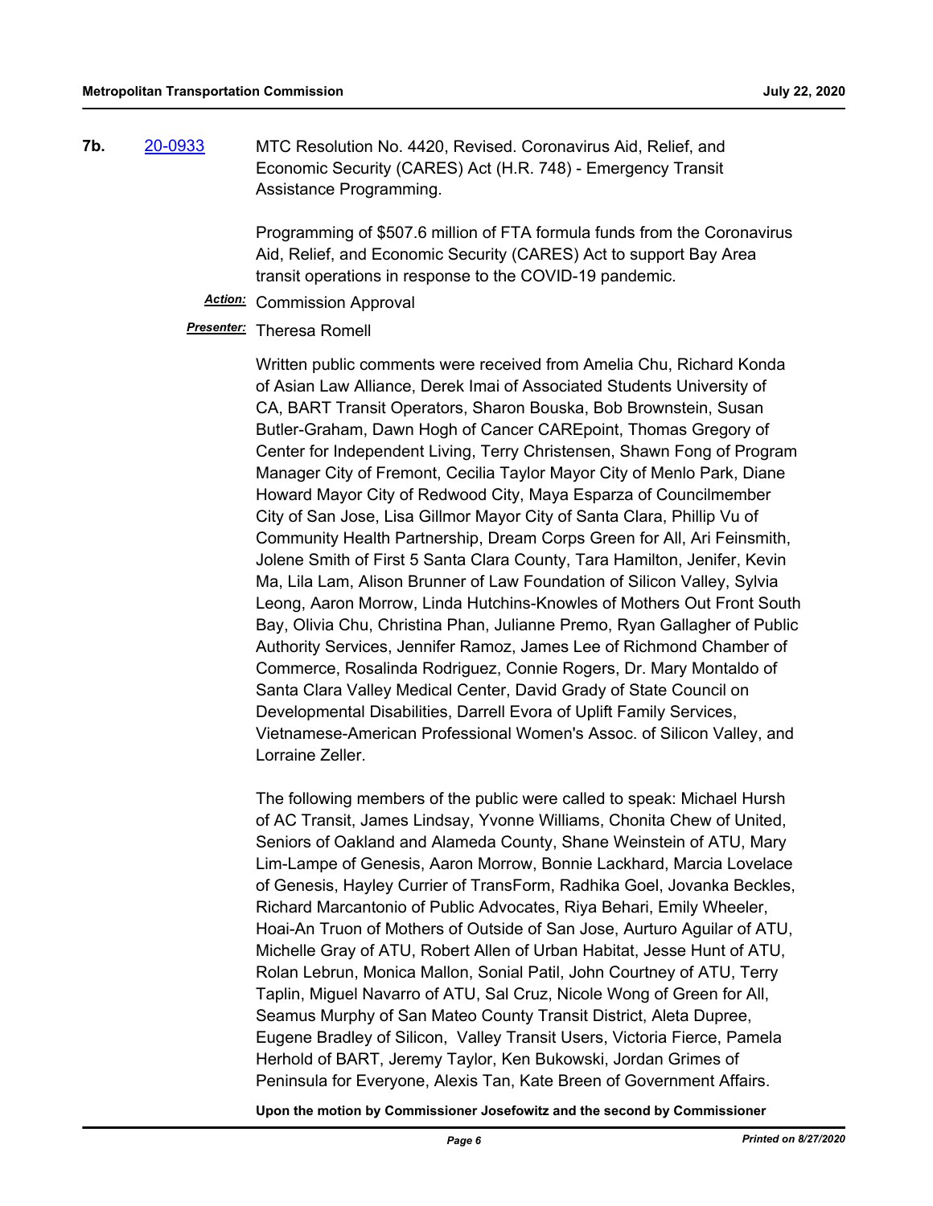**7b.** 20-0933 MTC Resolution No. 4420, Revised. Coronavirus Aid, Relief, and Economic Security (CARES) Act (H.R. 748) - Emergency Transit Assistance Programming.

Programming of $507.6 million of FTA formula funds from the Coronavirus Aid, Relief, and Economic Security (CARES) Act to support Bay Area transit operations in response to the COVID-19 pandemic.

*Action:* Commission Approval

*Presenter:* Theresa Romell

Written public comments were received from Amelia Chu, Richard Konda of Asian Law Alliance, Derek Imai of Associated Students University of CA, BART Transit Operators, Sharon Bouska, Bob Brownstein, Susan Butler-Graham, Dawn Hogh of Cancer CAREpoint, Thomas Gregory of Center for Independent Living, Terry Christensen, Shawn Fong of Program Manager City of Fremont, Cecilia Taylor Mayor City of Menlo Park, Diane Howard Mayor City of Redwood City, Maya Esparza of Councilmember City of San Jose, Lisa Gillmor Mayor City of Santa Clara, Phillip Vu of Community Health Partnership, Dream Corps Green for All, Ari Feinsmith, Jolene Smith of First 5 Santa Clara County, Tara Hamilton, Jenifer, Kevin Ma, Lila Lam, Alison Brunner of Law Foundation of Silicon Valley, Sylvia Leong, Aaron Morrow, Linda Hutchins-Knowles of Mothers Out Front South Bay, Olivia Chu, Christina Phan, Julianne Premo, Ryan Gallagher of Public Authority Services, Jennifer Ramoz, James Lee of Richmond Chamber of Commerce, Rosalinda Rodriguez, Connie Rogers, Dr. Mary Montaldo of Santa Clara Valley Medical Center, David Grady of State Council on Developmental Disabilities, Darrell Evora of Uplift Family Services, Vietnamese-American Professional Women's Assoc. of Silicon Valley, and Lorraine Zeller.

The following members of the public were called to speak: Michael Hursh of AC Transit, James Lindsay, Yvonne Williams, Chonita Chew of United, Seniors of Oakland and Alameda County, Shane Weinstein of ATU, Mary Lim-Lampe of Genesis, Aaron Morrow, Bonnie Lackhard, Marcia Lovelace of Genesis, Hayley Currier of TransForm, Radhika Goel, Jovanka Beckles, Richard Marcantonio of Public Advocates, Riya Behari, Emily Wheeler, Hoai-An Truon of Mothers of Outside of San Jose, Aurturo Aguilar of ATU, Michelle Gray of ATU, Robert Allen of Urban Habitat, Jesse Hunt of ATU, Rolan Lebrun, Monica Mallon, Sonial Patil, John Courtney of ATU, Terry Taplin, Miguel Navarro of ATU, Sal Cruz, Nicole Wong of Green for All, Seamus Murphy of San Mateo County Transit District, Aleta Dupree, Eugene Bradley of Silicon, Valley Transit Users, Victoria Fierce, Pamela Herhold of BART, Jeremy Taylor, Ken Bukowski, Jordan Grimes of Peninsula for Everyone, Alexis Tan, Kate Breen of Government Affairs.

**Upon the motion by Commissioner Josefowitz and the second by Commissioner**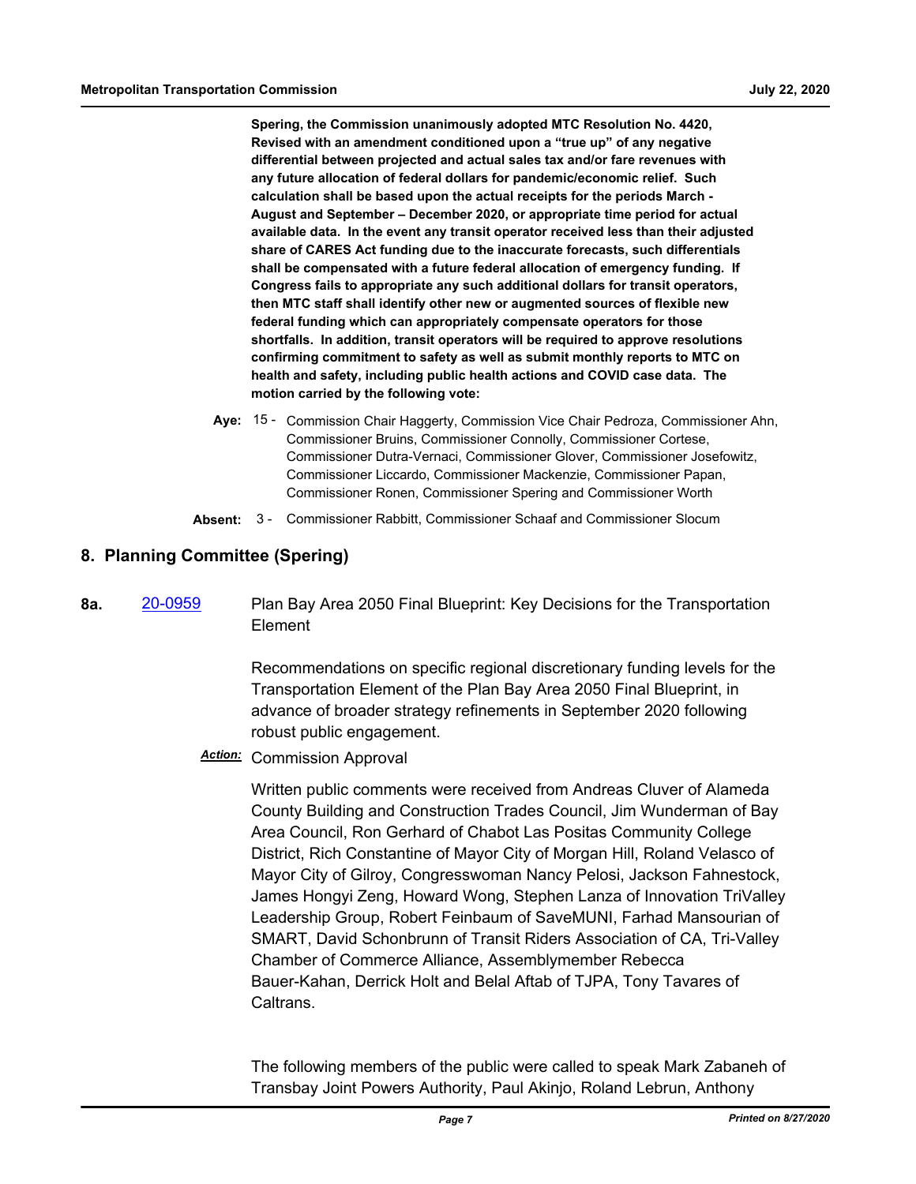**Spering, the Commission unanimously adopted MTC Resolution No. 4420, Revised with an amendment conditioned upon a "true up" of any negative differential between projected and actual sales tax and/or fare revenues with any future allocation of federal dollars for pandemic/economic relief. Such calculation shall be based upon the actual receipts for the periods March - August and September – December 2020, or appropriate time period for actual available data. In the event any transit operator received less than their adjusted share of CARES Act funding due to the inaccurate forecasts, such differentials shall be compensated with a future federal allocation of emergency funding. If Congress fails to appropriate any such additional dollars for transit operators, then MTC staff shall identify other new or augmented sources of flexible new federal funding which can appropriately compensate operators for those shortfalls. In addition, transit operators will be required to approve resolutions confirming commitment to safety as well as submit monthly reports to MTC on health and safety, including public health actions and COVID case data. The motion carried by the following vote:**

**Aye:** 15 - Commission Chair Haggerty, Commission Vice Chair Pedroza, Commissioner Ahn, Commissioner Bruins, Commissioner Connolly, Commissioner Cortese, Commissioner Dutra-Vernaci, Commissioner Glover, Commissioner Josefowitz, Commissioner Liccardo, Commissioner Mackenzie, Commissioner Papan, Commissioner Ronen, Commissioner Spering and Commissioner Worth

**Absent:** 3 - Commissioner Rabbitt, Commissioner Schaaf and Commissioner Slocum

## 8. Planning Committee (Spering)

**8a.** 20-0959 Plan Bay Area 2050 Final Blueprint: Key Decisions for the Transportation Element

Recommendations on specific regional discretionary funding levels for the Transportation Element of the Plan Bay Area 2050 Final Blueprint, in advance of broader strategy refinements in September 2020 following robust public engagement.

***Action:*** Commission Approval

Written public comments were received from Andreas Cluver of Alameda County Building and Construction Trades Council, Jim Wunderman of Bay Area Council, Ron Gerhard of Chabot Las Positas Community College District, Rich Constantine of Mayor City of Morgan Hill, Roland Velasco of Mayor City of Gilroy, Congresswoman Nancy Pelosi, Jackson Fahnestock, James Hongyi Zeng, Howard Wong, Stephen Lanza of Innovation TriValley Leadership Group, Robert Feinbaum of SaveMUNI, Farhad Mansourian of SMART, David Schonbrunn of Transit Riders Association of CA, Tri-Valley Chamber of Commerce Alliance, Assemblymember Rebecca Bauer-Kahan, Derrick Holt and Belal Aftab of TJPA, Tony Tavares of Caltrans.

The following members of the public were called to speak Mark Zabaneh of Transbay Joint Powers Authority, Paul Akinjo, Roland Lebrun, Anthony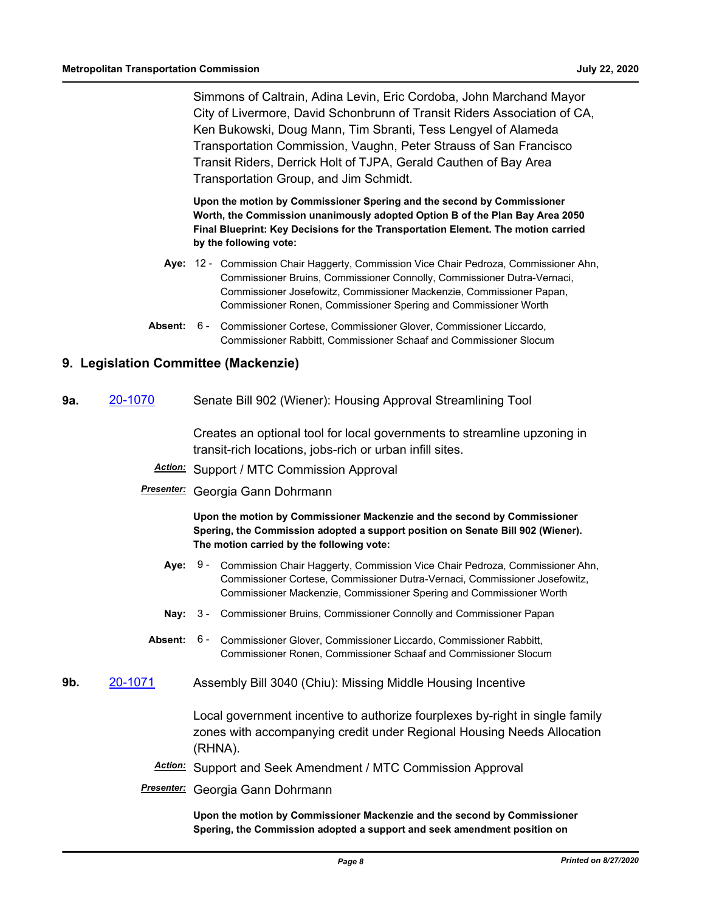Simmons of Caltrain, Adina Levin, Eric Cordoba, John Marchand Mayor City of Livermore, David Schonbrunn of Transit Riders Association of CA, Ken Bukowski, Doug Mann, Tim Sbranti, Tess Lengyel of Alameda Transportation Commission, Vaughn, Peter Strauss of San Francisco Transit Riders, Derrick Holt of TJPA, Gerald Cauthen of Bay Area Transportation Group, and Jim Schmidt.

**Upon the motion by Commissioner Spering and the second by Commissioner Worth, the Commission unanimously adopted Option B of the Plan Bay Area 2050 Final Blueprint: Key Decisions for the Transportation Element. The motion carried by the following vote:**

**Aye:** 12 - Commission Chair Haggerty, Commission Vice Chair Pedroza, Commissioner Ahn, Commissioner Bruins, Commissioner Connolly, Commissioner Dutra-Vernaci, Commissioner Josefowitz, Commissioner Mackenzie, Commissioner Papan, Commissioner Ronen, Commissioner Spering and Commissioner Worth

**Absent:** 6 - Commissioner Cortese, Commissioner Glover, Commissioner Liccardo, Commissioner Rabbitt, Commissioner Schaaf and Commissioner Slocum

## 9. Legislation Committee (Mackenzie)

**9a.** 20-1070 Senate Bill 902 (Wiener): Housing Approval Streamlining Tool

Creates an optional tool for local governments to streamline upzoning in transit-rich locations, jobs-rich or urban infill sites.

***Action:*** Support / MTC Commission Approval

***Presenter:*** Georgia Gann Dohrmann

**Upon the motion by Commissioner Mackenzie and the second by Commissioner Spering, the Commission adopted a support position on Senate Bill 902 (Wiener). The motion carried by the following vote:**

**Aye:** 9 - Commission Chair Haggerty, Commission Vice Chair Pedroza, Commissioner Ahn, Commissioner Cortese, Commissioner Dutra-Vernaci, Commissioner Josefowitz, Commissioner Mackenzie, Commissioner Spering and Commissioner Worth

**Nay:** 3 - Commissioner Bruins, Commissioner Connolly and Commissioner Papan

**Absent:** 6 - Commissioner Glover, Commissioner Liccardo, Commissioner Rabbitt, Commissioner Ronen, Commissioner Schaaf and Commissioner Slocum

**9b.** 20-1071 Assembly Bill 3040 (Chiu): Missing Middle Housing Incentive

Local government incentive to authorize fourplexes by-right in single family zones with accompanying credit under Regional Housing Needs Allocation (RHNA).

***Action:*** Support and Seek Amendment / MTC Commission Approval

***Presenter:*** Georgia Gann Dohrmann

**Upon the motion by Commissioner Mackenzie and the second by Commissioner Spering, the Commission adopted a support and seek amendment position on**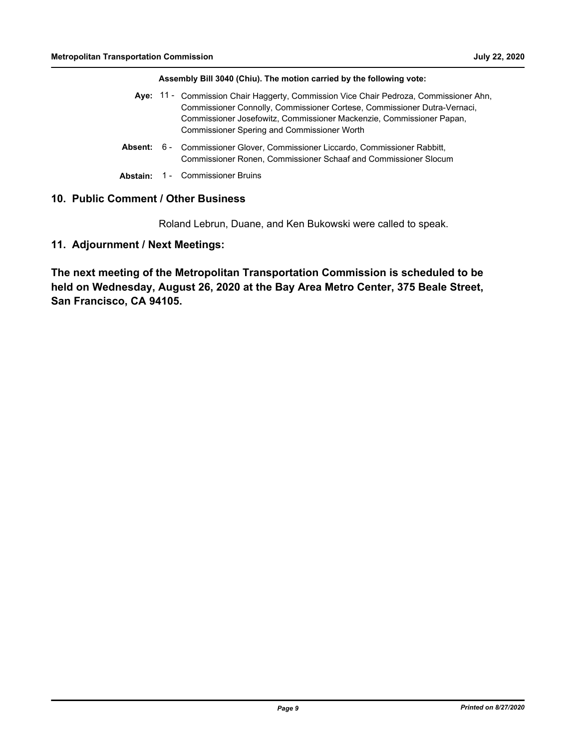**Assembly Bill 3040 (Chiu). The motion carried by the following vote:**

**Aye:** 11 - Commission Chair Haggerty, Commission Vice Chair Pedroza, Commissioner Ahn, Commissioner Connolly, Commissioner Cortese, Commissioner Dutra-Vernaci, Commissioner Josefowitz, Commissioner Mackenzie, Commissioner Papan, Commissioner Spering and Commissioner Worth

**Absent:** 6 - Commissioner Glover, Commissioner Liccardo, Commissioner Rabbitt, Commissioner Ronen, Commissioner Schaaf and Commissioner Slocum

**Abstain:** 1 - Commissioner Bruins

## 10. Public Comment / Other Business

Roland Lebrun, Duane, and Ken Bukowski were called to speak.

## 11. Adjournment / Next Meetings:

**The next meeting of the Metropolitan Transportation Commission is scheduled to be held on Wednesday, August 26, 2020 at the Bay Area Metro Center, 375 Beale Street, San Francisco, CA 94105.**